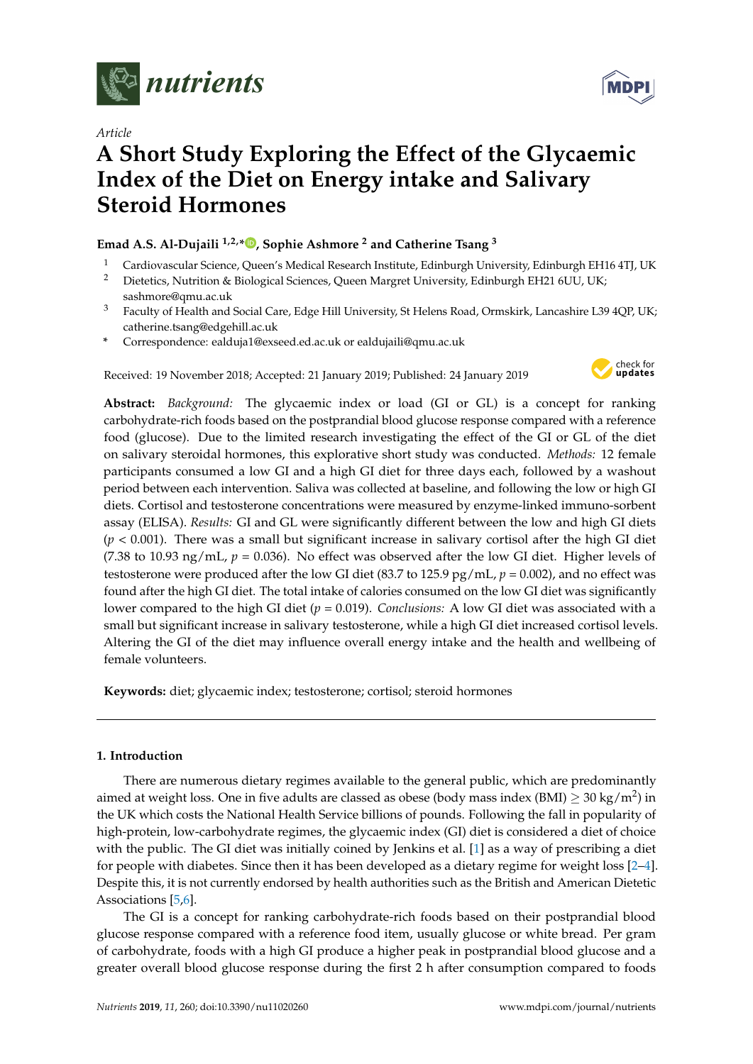*Article*

# A Short Study Exploring the Effect of the Glycaemic Index of the Diet on Energy intake and Salivary Steroid Hormones

**Emad A.S. Al-Dujaili [1,2,*], Sophie Ashmore [2] and Catherine Tsang [3]**

1. Cardiovascular Science, Queen's Medical Research Institute, Edinburgh University, Edinburgh EH16 4TJ, UK
2. Dietetics, Nutrition & Biological Sciences, Queen Margret University, Edinburgh EH21 6UU, UK; sashmore@qmu.ac.uk
3. Faculty of Health and Social Care, Edge Hill University, St Helens Road, Ormskirk, Lancashire L39 4QP, UK; catherine.tsang@edgehill.ac.uk

\* Correspondence: ealduja1@exseed.ed.ac.uk or ealdujaili@qmu.ac.uk

Received: 19 November 2018; Accepted: 21 January 2019; Published: 24 January 2019

**Abstract:** *Background:* The glycaemic index or load (GI or GL) is a concept for ranking carbohydrate-rich foods based on the postprandial blood glucose response compared with a reference food (glucose). Due to the limited research investigating the effect of the GI or GL of the diet on salivary steroidal hormones, this explorative short study was conducted. *Methods:* 12 female participants consumed a low GI and a high GI diet for three days each, followed by a washout period between each intervention. Saliva was collected at baseline, and following the low or high GI diets. Cortisol and testosterone concentrations were measured by enzyme-linked immuno-sorbent assay (ELISA). *Results:* GI and GL were significantly different between the low and high GI diets ($p < 0.001$). There was a small but significant increase in salivary cortisol after the high GI diet (7.38 to 10.93 ng/mL, $p = 0.036$). No effect was observed after the low GI diet. Higher levels of testosterone were produced after the low GI diet (83.7 to 125.9 pg/mL, $p = 0.002$), and no effect was found after the high GI diet. The total intake of calories consumed on the low GI diet was significantly lower compared to the high GI diet ($p = 0.019$). *Conclusions:* A low GI diet was associated with a small but significant increase in salivary testosterone, while a high GI diet increased cortisol levels. Altering the GI of the diet may influence overall energy intake and the health and wellbeing of female volunteers.

**Keywords:** diet; glycaemic index; testosterone; cortisol; steroid hormones

## 1. Introduction

There are numerous dietary regimes available to the general public, which are predominantly aimed at weight loss. One in five adults are classed as obese (body mass index (BMI) $\geq$ 30 kg/m$^2$) in the UK which costs the National Health Service billions of pounds. Following the fall in popularity of high-protein, low-carbohydrate regimes, the glycaemic index (GI) diet is considered a diet of choice with the public. The GI diet was initially coined by Jenkins et al. [1] as a way of prescribing a diet for people with diabetes. Since then it has been developed as a dietary regime for weight loss [2–4]. Despite this, it is not currently endorsed by health authorities such as the British and American Dietetic Associations [5,6].

The GI is a concept for ranking carbohydrate-rich foods based on their postprandial blood glucose response compared with a reference food item, usually glucose or white bread. Per gram of carbohydrate, foods with a high GI produce a higher peak in postprandial blood glucose and a greater overall blood glucose response during the first 2 h after consumption compared to foods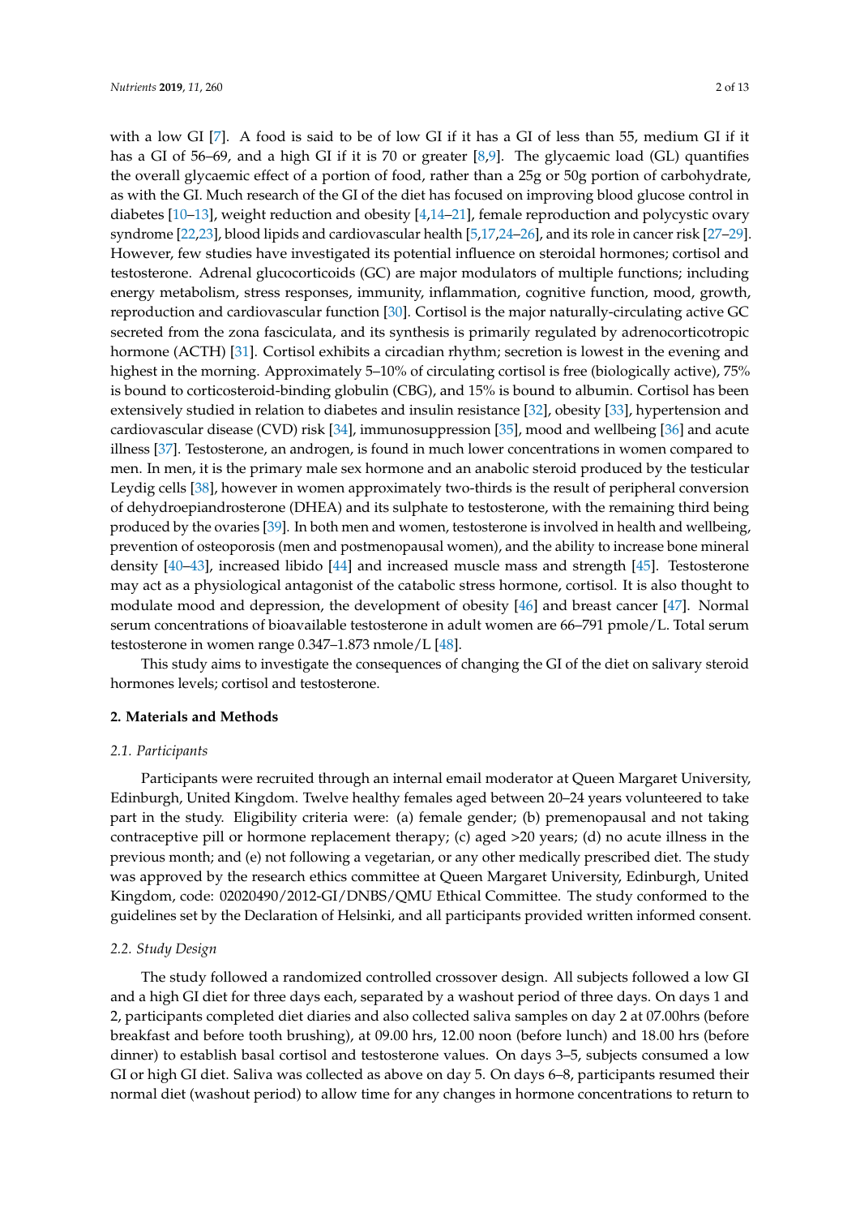with a low GI [7]. A food is said to be of low GI if it has a GI of less than 55, medium GI if it has a GI of 56–69, and a high GI if it is 70 or greater [8,9]. The glycaemic load (GL) quantifies the overall glycaemic effect of a portion of food, rather than a 25g or 50g portion of carbohydrate, as with the GI. Much research of the GI of the diet has focused on improving blood glucose control in diabetes [10–13], weight reduction and obesity [4,14–21], female reproduction and polycystic ovary syndrome [22,23], blood lipids and cardiovascular health [5,17,24–26], and its role in cancer risk [27–29]. However, few studies have investigated its potential influence on steroidal hormones; cortisol and testosterone. Adrenal glucocorticoids (GC) are major modulators of multiple functions; including energy metabolism, stress responses, immunity, inflammation, cognitive function, mood, growth, reproduction and cardiovascular function [30]. Cortisol is the major naturally-circulating active GC secreted from the zona fasciculata, and its synthesis is primarily regulated by adrenocorticotropic hormone (ACTH) [31]. Cortisol exhibits a circadian rhythm; secretion is lowest in the evening and highest in the morning. Approximately 5–10% of circulating cortisol is free (biologically active), 75% is bound to corticosteroid-binding globulin (CBG), and 15% is bound to albumin. Cortisol has been extensively studied in relation to diabetes and insulin resistance [32], obesity [33], hypertension and cardiovascular disease (CVD) risk [34], immunosuppression [35], mood and wellbeing [36] and acute illness [37]. Testosterone, an androgen, is found in much lower concentrations in women compared to men. In men, it is the primary male sex hormone and an anabolic steroid produced by the testicular Leydig cells [38], however in women approximately two-thirds is the result of peripheral conversion of dehydroepiandrosterone (DHEA) and its sulphate to testosterone, with the remaining third being produced by the ovaries [39]. In both men and women, testosterone is involved in health and wellbeing, prevention of osteoporosis (men and postmenopausal women), and the ability to increase bone mineral density [40–43], increased libido [44] and increased muscle mass and strength [45]. Testosterone may act as a physiological antagonist of the catabolic stress hormone, cortisol. It is also thought to modulate mood and depression, the development of obesity [46] and breast cancer [47]. Normal serum concentrations of bioavailable testosterone in adult women are 66–791 pmole/L. Total serum testosterone in women range 0.347–1.873 nmole/L [48].

This study aims to investigate the consequences of changing the GI of the diet on salivary steroid hormones levels; cortisol and testosterone.

## 2. Materials and Methods

### 2.1. Participants

Participants were recruited through an internal email moderator at Queen Margaret University, Edinburgh, United Kingdom. Twelve healthy females aged between 20–24 years volunteered to take part in the study. Eligibility criteria were: (a) female gender; (b) premenopausal and not taking contraceptive pill or hormone replacement therapy; (c) aged >20 years; (d) no acute illness in the previous month; and (e) not following a vegetarian, or any other medically prescribed diet. The study was approved by the research ethics committee at Queen Margaret University, Edinburgh, United Kingdom, code: 02020490/2012-GI/DNBS/QMU Ethical Committee. The study conformed to the guidelines set by the Declaration of Helsinki, and all participants provided written informed consent.

### 2.2. Study Design

The study followed a randomized controlled crossover design. All subjects followed a low GI and a high GI diet for three days each, separated by a washout period of three days. On days 1 and 2, participants completed diet diaries and also collected saliva samples on day 2 at 07.00hrs (before breakfast and before tooth brushing), at 09.00 hrs, 12.00 noon (before lunch) and 18.00 hrs (before dinner) to establish basal cortisol and testosterone values. On days 3–5, subjects consumed a low GI or high GI diet. Saliva was collected as above on day 5. On days 6–8, participants resumed their normal diet (washout period) to allow time for any changes in hormone concentrations to return to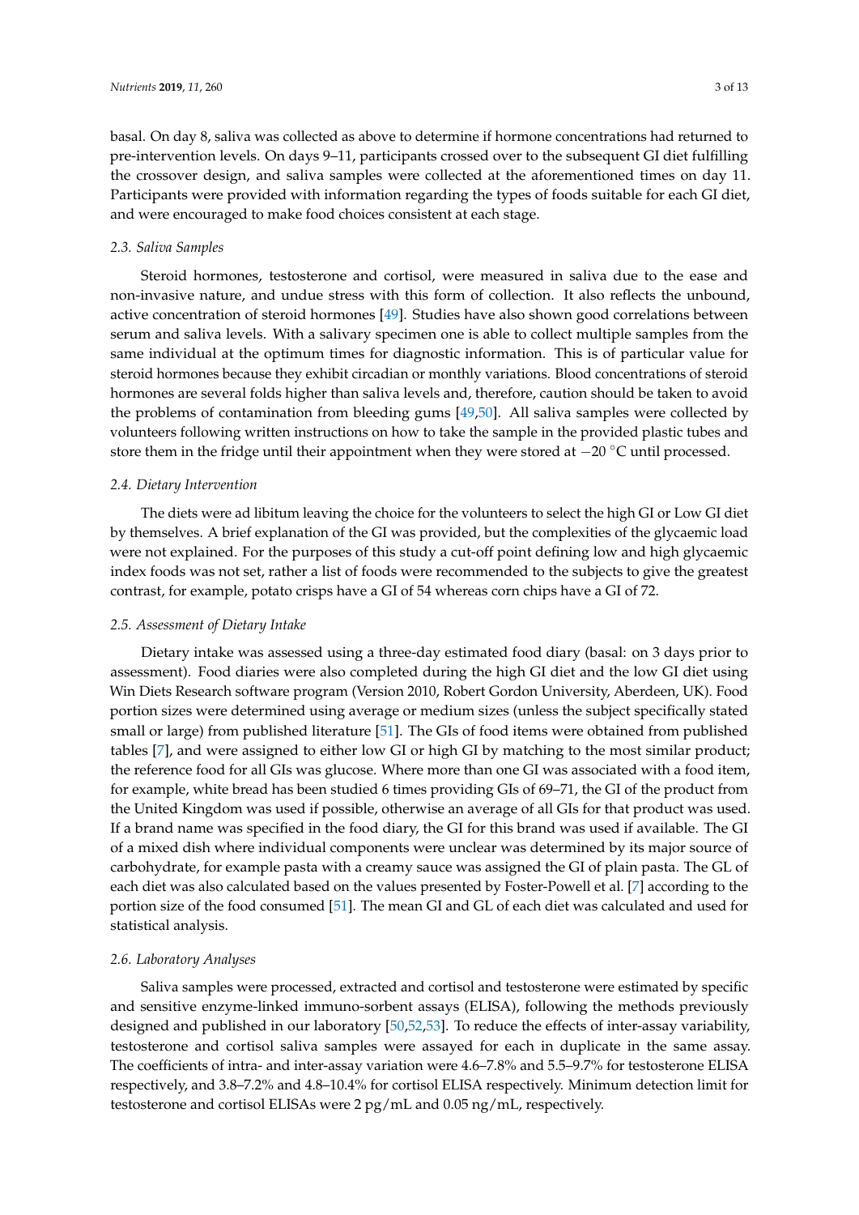basal. On day 8, saliva was collected as above to determine if hormone concentrations had returned to pre-intervention levels. On days 9–11, participants crossed over to the subsequent GI diet fulfilling the crossover design, and saliva samples were collected at the aforementioned times on day 11. Participants were provided with information regarding the types of foods suitable for each GI diet, and were encouraged to make food choices consistent at each stage.

### *2.3. Saliva Samples*

Steroid hormones, testosterone and cortisol, were measured in saliva due to the ease and non-invasive nature, and undue stress with this form of collection. It also reflects the unbound, active concentration of steroid hormones [49]. Studies have also shown good correlations between serum and saliva levels. With a salivary specimen one is able to collect multiple samples from the same individual at the optimum times for diagnostic information. This is of particular value for steroid hormones because they exhibit circadian or monthly variations. Blood concentrations of steroid hormones are several folds higher than saliva levels and, therefore, caution should be taken to avoid the problems of contamination from bleeding gums [49,50]. All saliva samples were collected by volunteers following written instructions on how to take the sample in the provided plastic tubes and store them in the fridge until their appointment when they were stored at −20 °C until processed.

### *2.4. Dietary Intervention*

The diets were ad libitum leaving the choice for the volunteers to select the high GI or Low GI diet by themselves. A brief explanation of the GI was provided, but the complexities of the glycaemic load were not explained. For the purposes of this study a cut-off point defining low and high glycaemic index foods was not set, rather a list of foods were recommended to the subjects to give the greatest contrast, for example, potato crisps have a GI of 54 whereas corn chips have a GI of 72.

### *2.5. Assessment of Dietary Intake*

Dietary intake was assessed using a three-day estimated food diary (basal: on 3 days prior to assessment). Food diaries were also completed during the high GI diet and the low GI diet using Win Diets Research software program (Version 2010, Robert Gordon University, Aberdeen, UK). Food portion sizes were determined using average or medium sizes (unless the subject specifically stated small or large) from published literature [51]. The GIs of food items were obtained from published tables [7], and were assigned to either low GI or high GI by matching to the most similar product; the reference food for all GIs was glucose. Where more than one GI was associated with a food item, for example, white bread has been studied 6 times providing GIs of 69–71, the GI of the product from the United Kingdom was used if possible, otherwise an average of all GIs for that product was used. If a brand name was specified in the food diary, the GI for this brand was used if available. The GI of a mixed dish where individual components were unclear was determined by its major source of carbohydrate, for example pasta with a creamy sauce was assigned the GI of plain pasta. The GL of each diet was also calculated based on the values presented by Foster-Powell et al. [7] according to the portion size of the food consumed [51]. The mean GI and GL of each diet was calculated and used for statistical analysis.

### *2.6. Laboratory Analyses*

Saliva samples were processed, extracted and cortisol and testosterone were estimated by specific and sensitive enzyme-linked immuno-sorbent assays (ELISA), following the methods previously designed and published in our laboratory [50,52,53]. To reduce the effects of inter-assay variability, testosterone and cortisol saliva samples were assayed for each in duplicate in the same assay. The coefficients of intra- and inter-assay variation were 4.6–7.8% and 5.5–9.7% for testosterone ELISA respectively, and 3.8–7.2% and 4.8–10.4% for cortisol ELISA respectively. Minimum detection limit for testosterone and cortisol ELISAs were 2 pg/mL and 0.05 ng/mL, respectively.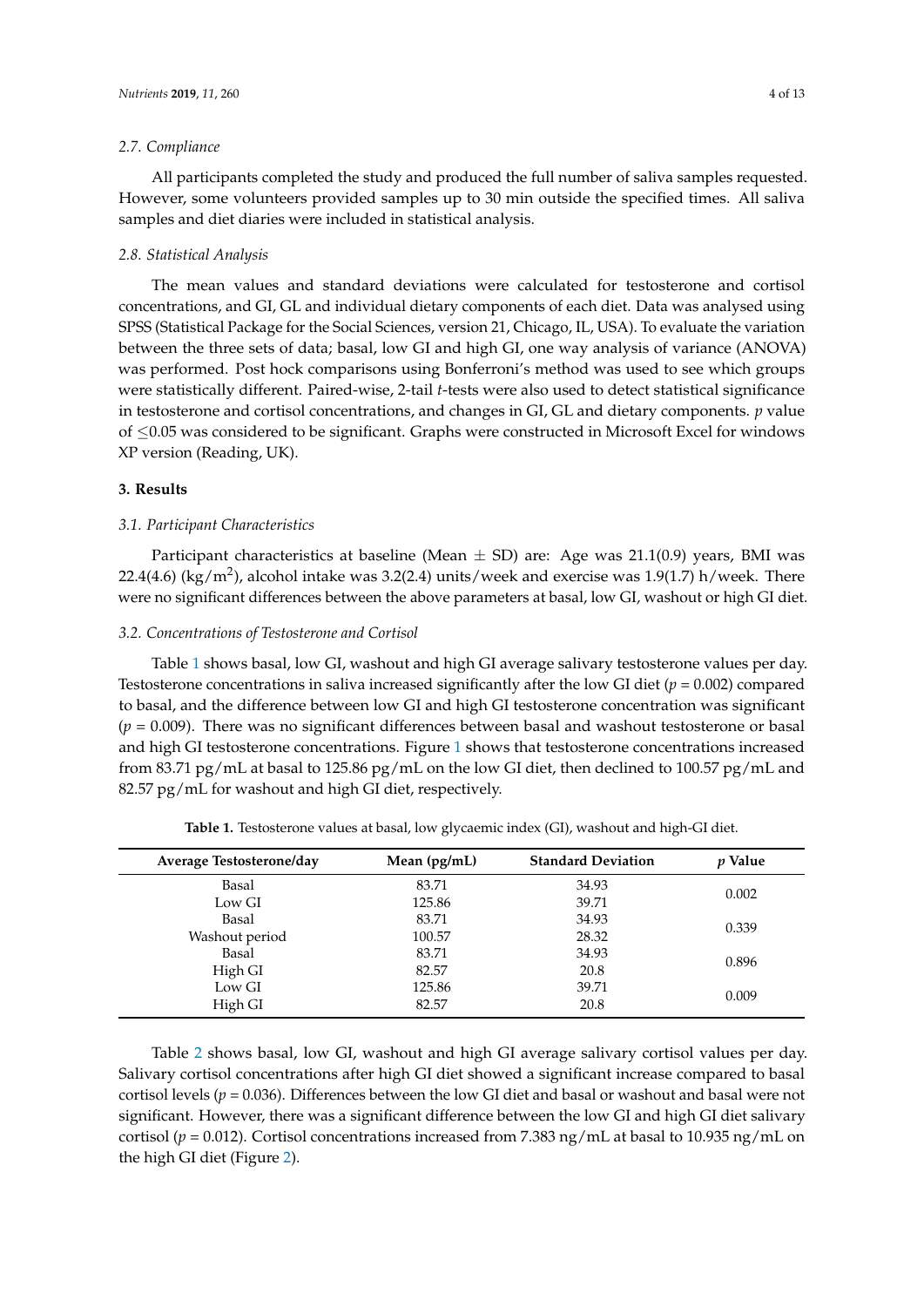### 2.7. Compliance

All participants completed the study and produced the full number of saliva samples requested. However, some volunteers provided samples up to 30 min outside the specified times. All saliva samples and diet diaries were included in statistical analysis.

### 2.8. Statistical Analysis

The mean values and standard deviations were calculated for testosterone and cortisol concentrations, and GI, GL and individual dietary components of each diet. Data was analysed using SPSS (Statistical Package for the Social Sciences, version 21, Chicago, IL, USA). To evaluate the variation between the three sets of data; basal, low GI and high GI, one way analysis of variance (ANOVA) was performed. Post hock comparisons using Bonferroni's method was used to see which groups were statistically different. Paired-wise, 2-tail *t*-tests were also used to detect statistical significance in testosterone and cortisol concentrations, and changes in GI, GL and dietary components. *p* value of $\leq$0.05 was considered to be significant. Graphs were constructed in Microsoft Excel for windows XP version (Reading, UK).

## 3. Results

### 3.1. Participant Characteristics

Participant characteristics at baseline (Mean $\pm$ SD) are: Age was 21.1(0.9) years, BMI was 22.4(4.6) (kg/m$^2$), alcohol intake was 3.2(2.4) units/week and exercise was 1.9(1.7) h/week. There were no significant differences between the above parameters at basal, low GI, washout or high GI diet.

### 3.2. Concentrations of Testosterone and Cortisol

Table 1 shows basal, low GI, washout and high GI average salivary testosterone values per day. Testosterone concentrations in saliva increased significantly after the low GI diet ($p$ = 0.002) compared to basal, and the difference between low GI and high GI testosterone concentration was significant ($p$ = 0.009). There was no significant differences between basal and washout testosterone or basal and high GI testosterone concentrations. Figure 1 shows that testosterone concentrations increased from 83.71 pg/mL at basal to 125.86 pg/mL on the low GI diet, then declined to 100.57 pg/mL and 82.57 pg/mL for washout and high GI diet, respectively.

**Table 1.** Testosterone values at basal, low glycaemic index (GI), washout and high-GI diet.

| Average Testosterone/day | Mean (pg/mL) | Standard Deviation | *p* Value |
|---|---|---|---|
| Basal | 83.71 | 34.93 | 0.002 |
| Low GI | 125.86 | 39.71 | |
| Basal | 83.71 | 34.93 | 0.339 |
| Washout period | 100.57 | 28.32 | |
| Basal | 83.71 | 34.93 | 0.896 |
| High GI | 82.57 | 20.8 | |
| Low GI | 125.86 | 39.71 | 0.009 |
| High GI | 82.57 | 20.8 | |

Table 2 shows basal, low GI, washout and high GI average salivary cortisol values per day. Salivary cortisol concentrations after high GI diet showed a significant increase compared to basal cortisol levels ($p$ = 0.036). Differences between the low GI diet and basal or washout and basal were not significant. However, there was a significant difference between the low GI and high GI diet salivary cortisol ($p$ = 0.012). Cortisol concentrations increased from 7.383 ng/mL at basal to 10.935 ng/mL on the high GI diet (Figure 2).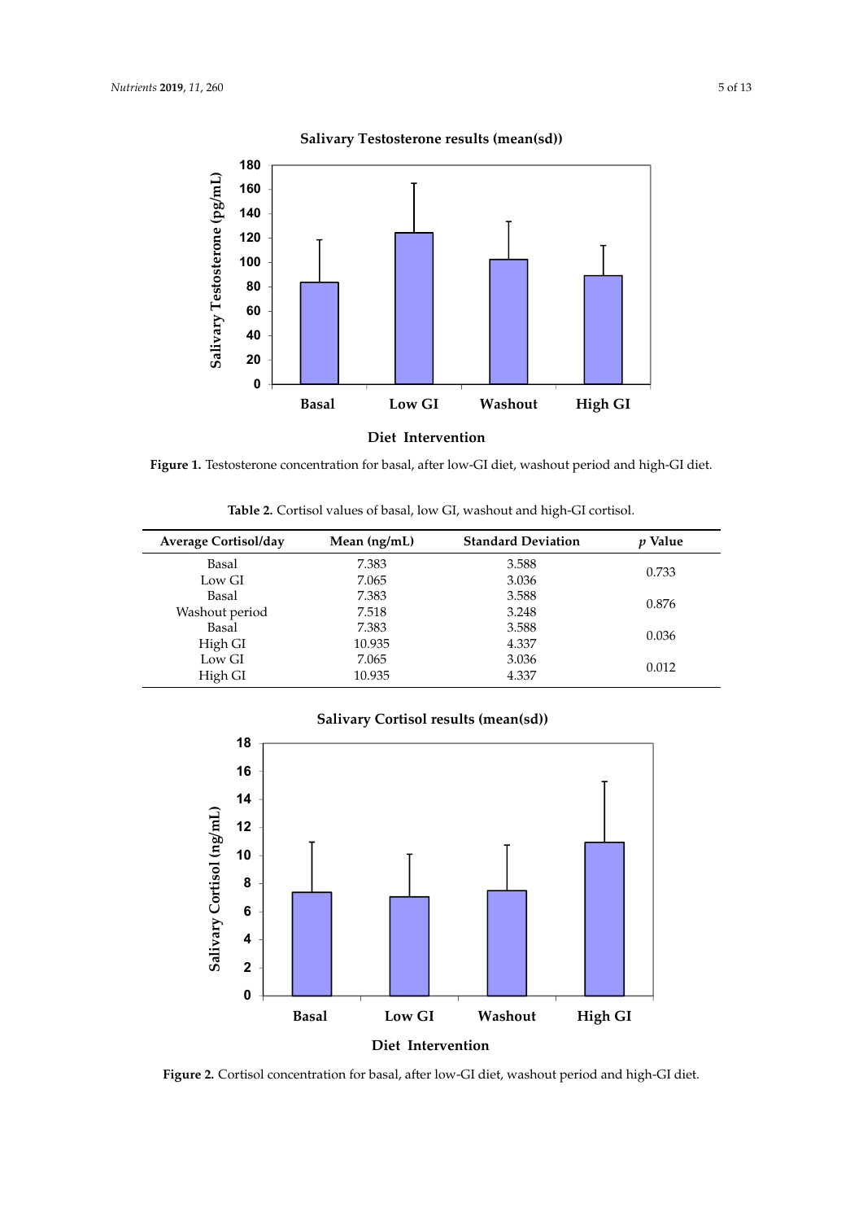**Figure 1.** Testosterone concentration for basal, after low-GI diet, washout period and high-GI diet.

**Table 2.** Cortisol values of basal, low GI, washout and high-GI cortisol.

| Average Cortisol/day | Mean (ng/mL) | Standard Deviation | *p* Value |
|---|---|---|---|
| Basal | 7.383 | 3.588 | 0.733 |
| Low GI | 7.065 | 3.036 | |
| Basal | 7.383 | 3.588 | 0.876 |
| Washout period | 7.518 | 3.248 | |
| Basal | 7.383 | 3.588 | 0.036 |
| High GI | 10.935 | 4.337 | |
| Low GI | 7.065 | 3.036 | 0.012 |
| High GI | 10.935 | 4.337 | |

**Figure 2.** Cortisol concentration for basal, after low-GI diet, washout period and high-GI diet.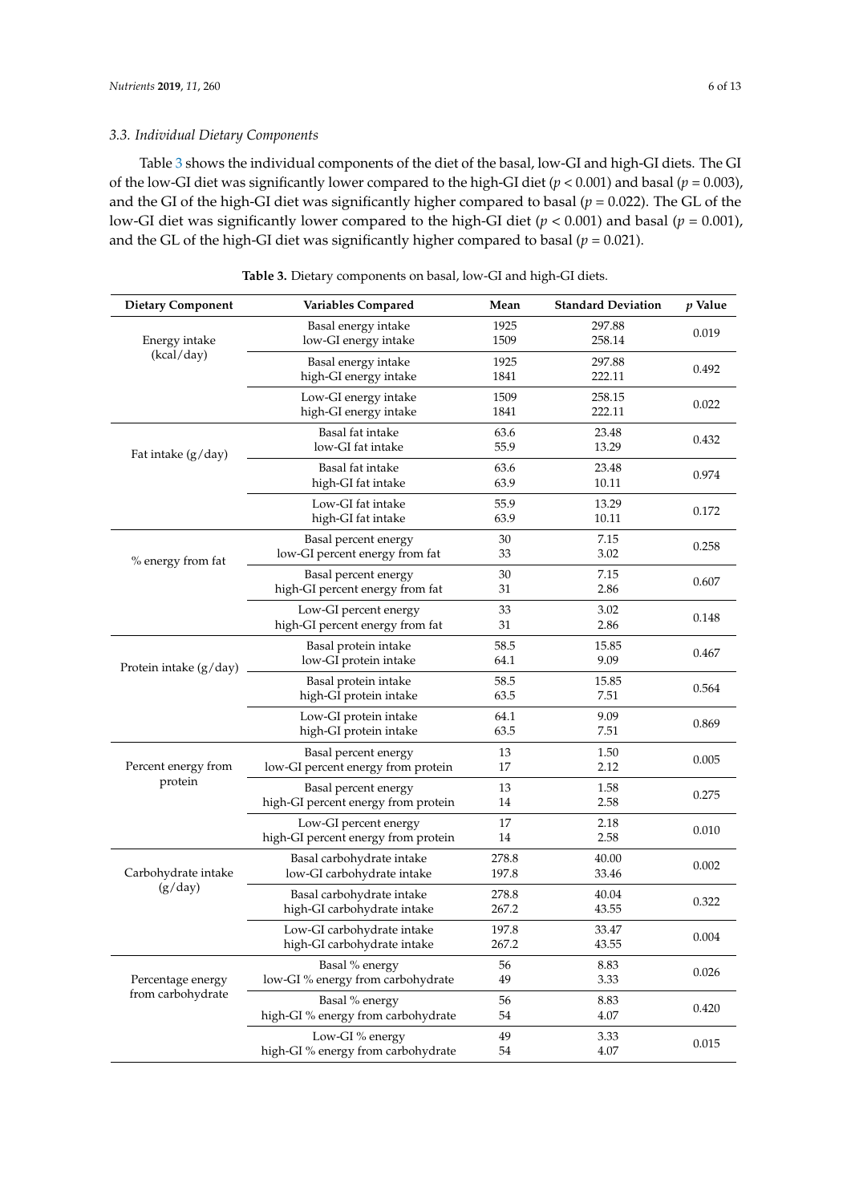### 3.3. Individual Dietary Components

Table 3 shows the individual components of the diet of the basal, low-GI and high-GI diets. The GI of the low-GI diet was significantly lower compared to the high-GI diet ($p < 0.001$) and basal ($p = 0.003$), and the GI of the high-GI diet was significantly higher compared to basal ($p = 0.022$). The GL of the low-GI diet was significantly lower compared to the high-GI diet ($p < 0.001$) and basal ($p = 0.001$), and the GL of the high-GI diet was significantly higher compared to basal ($p = 0.021$).

**Table 3.** Dietary components on basal, low-GI and high-GI diets.

| Dietary Component | Variables Compared | Mean | Standard Deviation | $p$ Value |
|---|---|---|---|---|
| Energy intake (kcal/day) | Basal energy intake<br>low-GI energy intake | 1925<br>1509 | 297.88<br>258.14 | 0.019 |
| | Basal energy intake<br>high-GI energy intake | 1925<br>1841 | 297.88<br>222.11 | 0.492 |
| | Low-GI energy intake<br>high-GI energy intake | 1509<br>1841 | 258.15<br>222.11 | 0.022 |
| Fat intake (g/day) | Basal fat intake<br>low-GI fat intake | 63.6<br>55.9 | 23.48<br>13.29 | 0.432 |
| | Basal fat intake<br>high-GI fat intake | 63.6<br>63.9 | 23.48<br>10.11 | 0.974 |
| | Low-GI fat intake<br>high-GI fat intake | 55.9<br>63.9 | 13.29<br>10.11 | 0.172 |
| % energy from fat | Basal percent energy<br>low-GI percent energy from fat | 30<br>33 | 7.15<br>3.02 | 0.258 |
| | Basal percent energy<br>high-GI percent energy from fat | 30<br>31 | 7.15<br>2.86 | 0.607 |
| | Low-GI percent energy<br>high-GI percent energy from fat | 33<br>31 | 3.02<br>2.86 | 0.148 |
| Protein intake (g/day) | Basal protein intake<br>low-GI protein intake | 58.5<br>64.1 | 15.85<br>9.09 | 0.467 |
| | Basal protein intake<br>high-GI protein intake | 58.5<br>63.5 | 15.85<br>7.51 | 0.564 |
| | Low-GI protein intake<br>high-GI protein intake | 64.1<br>63.5 | 9.09<br>7.51 | 0.869 |
| Percent energy from protein | Basal percent energy<br>low-GI percent energy from protein | 13<br>17 | 1.50<br>2.12 | 0.005 |
| | Basal percent energy<br>high-GI percent energy from protein | 13<br>14 | 1.58<br>2.58 | 0.275 |
| | Low-GI percent energy<br>high-GI percent energy from protein | 17<br>14 | 2.18<br>2.58 | 0.010 |
| Carbohydrate intake (g/day) | Basal carbohydrate intake<br>low-GI carbohydrate intake | 278.8<br>197.8 | 40.00<br>33.46 | 0.002 |
| | Basal carbohydrate intake<br>high-GI carbohydrate intake | 278.8<br>267.2 | 40.04<br>43.55 | 0.322 |
| | Low-GI carbohydrate intake<br>high-GI carbohydrate intake | 197.8<br>267.2 | 33.47<br>43.55 | 0.004 |
| Percentage energy from carbohydrate | Basal % energy<br>low-GI % energy from carbohydrate | 56<br>49 | 8.83<br>3.33 | 0.026 |
| | Basal % energy<br>high-GI % energy from carbohydrate | 56<br>54 | 8.83<br>4.07 | 0.420 |
| | Low-GI % energy<br>high-GI % energy from carbohydrate | 49<br>54 | 3.33<br>4.07 | 0.015 |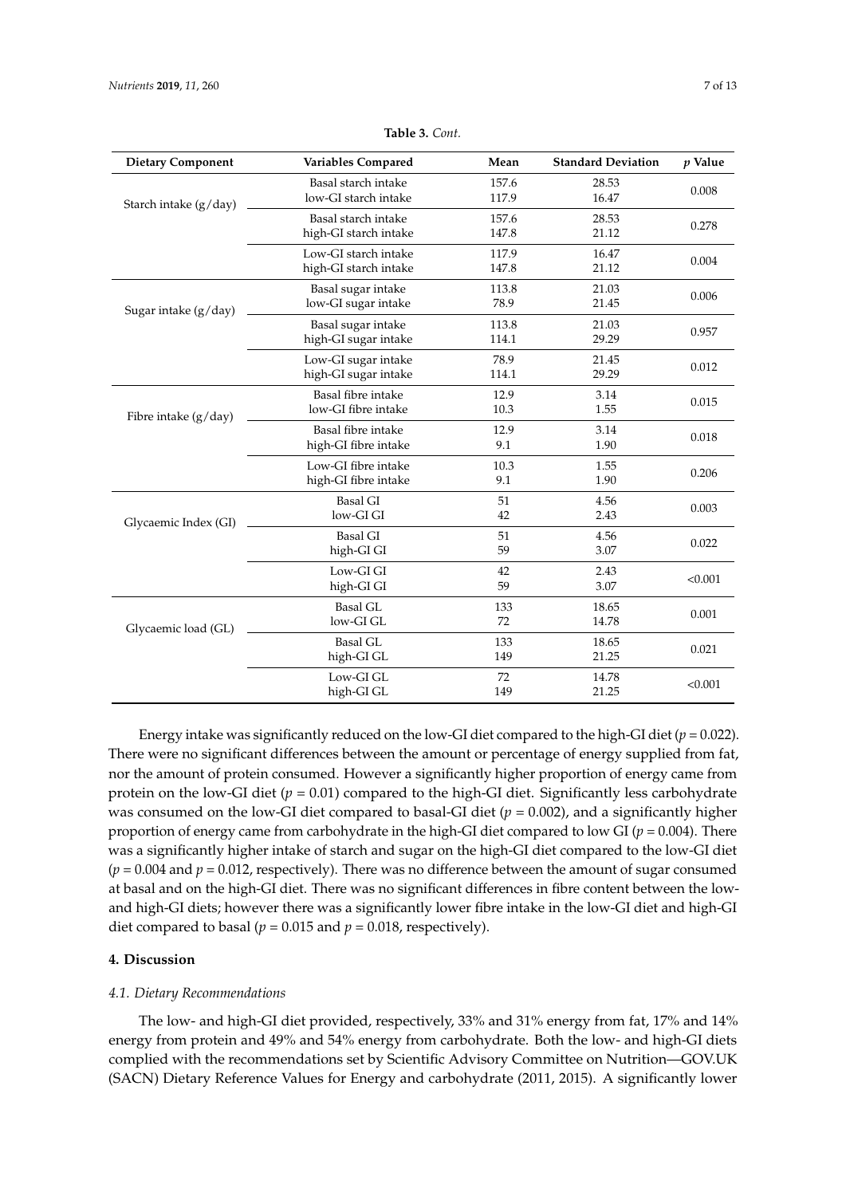**Table 3.** *Cont.*

| Dietary Component | Variables Compared | Mean | Standard Deviation | $p$ Value |
|---|---|---|---|---|
| Starch intake (g/day) | Basal starch intake<br>low-GI starch intake | 157.6<br>117.9 | 28.53<br>16.47 | 0.008 |
| | Basal starch intake<br>high-GI starch intake | 157.6<br>147.8 | 28.53<br>21.12 | 0.278 |
| | Low-GI starch intake<br>high-GI starch intake | 117.9<br>147.8 | 16.47<br>21.12 | 0.004 |
| Sugar intake (g/day) | Basal sugar intake<br>low-GI sugar intake | 113.8<br>78.9 | 21.03<br>21.45 | 0.006 |
| | Basal sugar intake<br>high-GI sugar intake | 113.8<br>114.1 | 21.03<br>29.29 | 0.957 |
| | Low-GI sugar intake<br>high-GI sugar intake | 78.9<br>114.1 | 21.45<br>29.29 | 0.012 |
| Fibre intake (g/day) | Basal fibre intake<br>low-GI fibre intake | 12.9<br>10.3 | 3.14<br>1.55 | 0.015 |
| | Basal fibre intake<br>high-GI fibre intake | 12.9<br>9.1 | 3.14<br>1.90 | 0.018 |
| | Low-GI fibre intake<br>high-GI fibre intake | 10.3<br>9.1 | 1.55<br>1.90 | 0.206 |
| Glycaemic Index (GI) | Basal GI<br>low-GI GI | 51<br>42 | 4.56<br>2.43 | 0.003 |
| | Basal GI<br>high-GI GI | 51<br>59 | 4.56<br>3.07 | 0.022 |
| | Low-GI GI<br>high-GI GI | 42<br>59 | 2.43<br>3.07 | <0.001 |
| Glycaemic load (GL) | Basal GL<br>low-GI GL | 133<br>72 | 18.65<br>14.78 | 0.001 |
| | Basal GL<br>high-GI GL | 133<br>149 | 18.65<br>21.25 | 0.021 |
| | Low-GI GL<br>high-GI GL | 72<br>149 | 14.78<br>21.25 | <0.001 |

Energy intake was significantly reduced on the low-GI diet compared to the high-GI diet ($p = 0.022$). There were no significant differences between the amount or percentage of energy supplied from fat, nor the amount of protein consumed. However a significantly higher proportion of energy came from protein on the low-GI diet ($p = 0.01$) compared to the high-GI diet. Significantly less carbohydrate was consumed on the low-GI diet compared to basal-GI diet ($p = 0.002$), and a significantly higher proportion of energy came from carbohydrate in the high-GI diet compared to low GI ($p = 0.004$). There was a significantly higher intake of starch and sugar on the high-GI diet compared to the low-GI diet ($p = 0.004$ and $p = 0.012$, respectively). There was no difference between the amount of sugar consumed at basal and on the high-GI diet. There was no significant differences in fibre content between the low- and high-GI diets; however there was a significantly lower fibre intake in the low-GI diet and high-GI diet compared to basal ($p = 0.015$ and $p = 0.018$, respectively).

## 4. Discussion

### *4.1. Dietary Recommendations*

The low- and high-GI diet provided, respectively, 33% and 31% energy from fat, 17% and 14% energy from protein and 49% and 54% energy from carbohydrate. Both the low- and high-GI diets complied with the recommendations set by Scientific Advisory Committee on Nutrition—GOV.UK (SACN) Dietary Reference Values for Energy and carbohydrate (2011, 2015). A significantly lower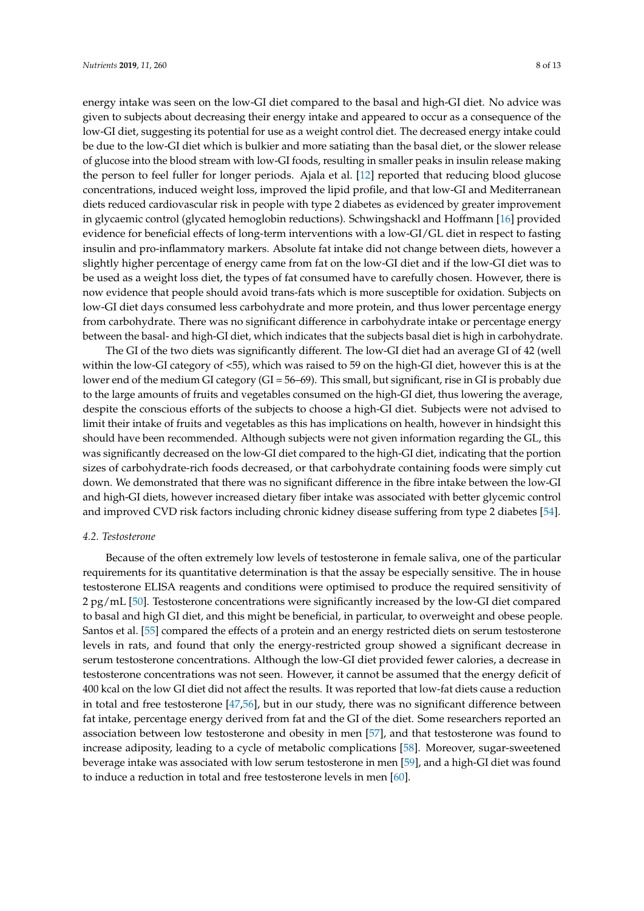energy intake was seen on the low-GI diet compared to the basal and high-GI diet. No advice was given to subjects about decreasing their energy intake and appeared to occur as a consequence of the low-GI diet, suggesting its potential for use as a weight control diet. The decreased energy intake could be due to the low-GI diet which is bulkier and more satiating than the basal diet, or the slower release of glucose into the blood stream with low-GI foods, resulting in smaller peaks in insulin release making the person to feel fuller for longer periods. Ajala et al. [12] reported that reducing blood glucose concentrations, induced weight loss, improved the lipid profile, and that low-GI and Mediterranean diets reduced cardiovascular risk in people with type 2 diabetes as evidenced by greater improvement in glycaemic control (glycated hemoglobin reductions). Schwingshackl and Hoffmann [16] provided evidence for beneficial effects of long-term interventions with a low-GI/GL diet in respect to fasting insulin and pro-inflammatory markers. Absolute fat intake did not change between diets, however a slightly higher percentage of energy came from fat on the low-GI diet and if the low-GI diet was to be used as a weight loss diet, the types of fat consumed have to carefully chosen. However, there is now evidence that people should avoid trans-fats which is more susceptible for oxidation. Subjects on low-GI diet days consumed less carbohydrate and more protein, and thus lower percentage energy from carbohydrate. There was no significant difference in carbohydrate intake or percentage energy between the basal- and high-GI diet, which indicates that the subjects basal diet is high in carbohydrate.

The GI of the two diets was significantly different. The low-GI diet had an average GI of 42 (well within the low-GI category of <55), which was raised to 59 on the high-GI diet, however this is at the lower end of the medium GI category (GI = 56–69). This small, but significant, rise in GI is probably due to the large amounts of fruits and vegetables consumed on the high-GI diet, thus lowering the average, despite the conscious efforts of the subjects to choose a high-GI diet. Subjects were not advised to limit their intake of fruits and vegetables as this has implications on health, however in hindsight this should have been recommended. Although subjects were not given information regarding the GL, this was significantly decreased on the low-GI diet compared to the high-GI diet, indicating that the portion sizes of carbohydrate-rich foods decreased, or that carbohydrate containing foods were simply cut down. We demonstrated that there was no significant difference in the fibre intake between the low-GI and high-GI diets, however increased dietary fiber intake was associated with better glycemic control and improved CVD risk factors including chronic kidney disease suffering from type 2 diabetes [54].

### 4.2. Testosterone

Because of the often extremely low levels of testosterone in female saliva, one of the particular requirements for its quantitative determination is that the assay be especially sensitive. The in house testosterone ELISA reagents and conditions were optimised to produce the required sensitivity of 2 pg/mL [50]. Testosterone concentrations were significantly increased by the low-GI diet compared to basal and high GI diet, and this might be beneficial, in particular, to overweight and obese people. Santos et al. [55] compared the effects of a protein and an energy restricted diets on serum testosterone levels in rats, and found that only the energy-restricted group showed a significant decrease in serum testosterone concentrations. Although the low-GI diet provided fewer calories, a decrease in testosterone concentrations was not seen. However, it cannot be assumed that the energy deficit of 400 kcal on the low GI diet did not affect the results. It was reported that low-fat diets cause a reduction in total and free testosterone [47,56], but in our study, there was no significant difference between fat intake, percentage energy derived from fat and the GI of the diet. Some researchers reported an association between low testosterone and obesity in men [57], and that testosterone was found to increase adiposity, leading to a cycle of metabolic complications [58]. Moreover, sugar-sweetened beverage intake was associated with low serum testosterone in men [59], and a high-GI diet was found to induce a reduction in total and free testosterone levels in men [60].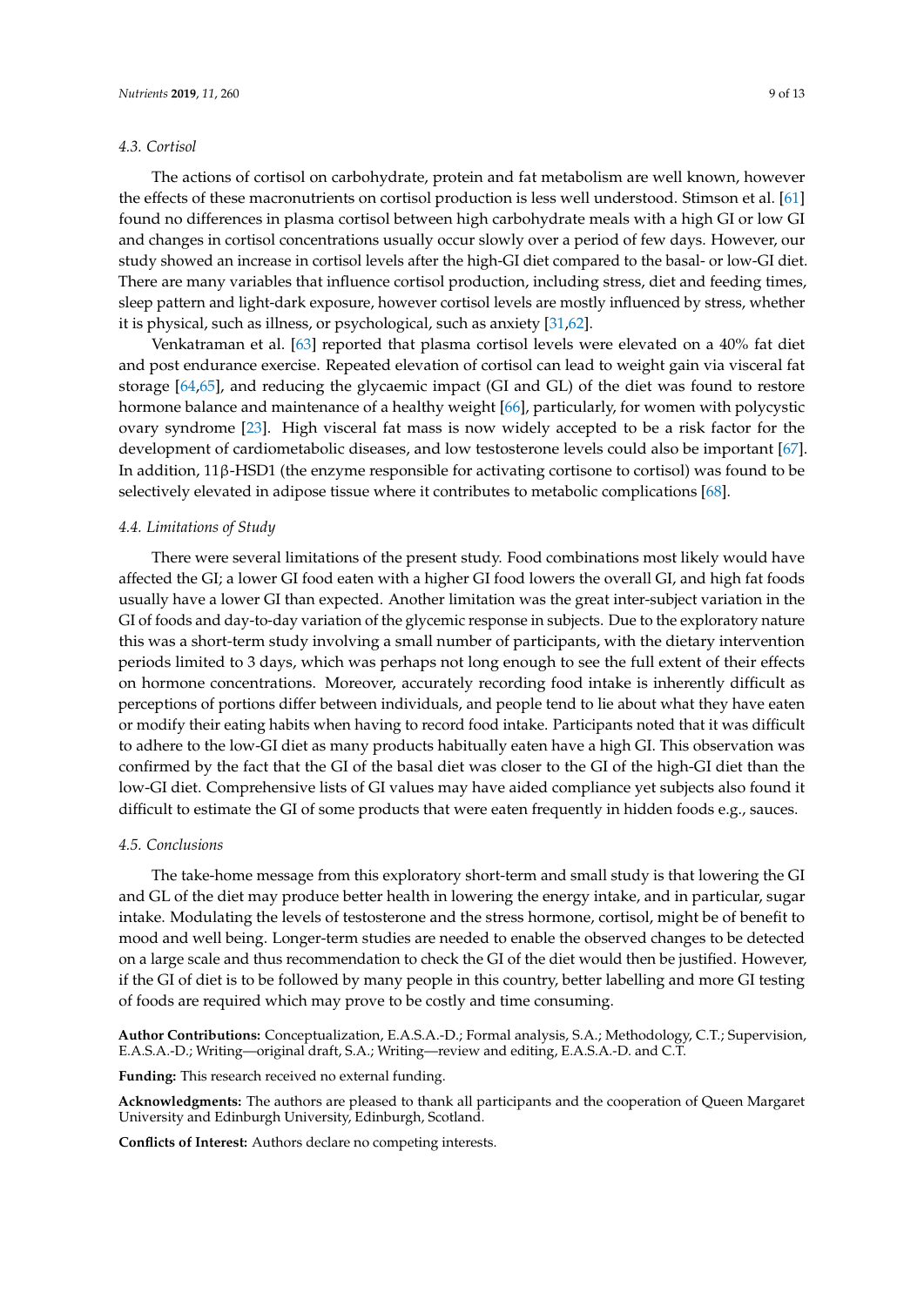### 4.3. Cortisol

The actions of cortisol on carbohydrate, protein and fat metabolism are well known, however the effects of these macronutrients on cortisol production is less well understood. Stimson et al. [61] found no differences in plasma cortisol between high carbohydrate meals with a high GI or low GI and changes in cortisol concentrations usually occur slowly over a period of few days. However, our study showed an increase in cortisol levels after the high-GI diet compared to the basal- or low-GI diet. There are many variables that influence cortisol production, including stress, diet and feeding times, sleep pattern and light-dark exposure, however cortisol levels are mostly influenced by stress, whether it is physical, such as illness, or psychological, such as anxiety [31,62].

Venkatraman et al. [63] reported that plasma cortisol levels were elevated on a 40% fat diet and post endurance exercise. Repeated elevation of cortisol can lead to weight gain via visceral fat storage [64,65], and reducing the glycaemic impact (GI and GL) of the diet was found to restore hormone balance and maintenance of a healthy weight [66], particularly, for women with polycystic ovary syndrome [23]. High visceral fat mass is now widely accepted to be a risk factor for the development of cardiometabolic diseases, and low testosterone levels could also be important [67]. In addition, 11β-HSD1 (the enzyme responsible for activating cortisone to cortisol) was found to be selectively elevated in adipose tissue where it contributes to metabolic complications [68].

### 4.4. Limitations of Study

There were several limitations of the present study. Food combinations most likely would have affected the GI; a lower GI food eaten with a higher GI food lowers the overall GI, and high fat foods usually have a lower GI than expected. Another limitation was the great inter-subject variation in the GI of foods and day-to-day variation of the glycemic response in subjects. Due to the exploratory nature this was a short-term study involving a small number of participants, with the dietary intervention periods limited to 3 days, which was perhaps not long enough to see the full extent of their effects on hormone concentrations. Moreover, accurately recording food intake is inherently difficult as perceptions of portions differ between individuals, and people tend to lie about what they have eaten or modify their eating habits when having to record food intake. Participants noted that it was difficult to adhere to the low-GI diet as many products habitually eaten have a high GI. This observation was confirmed by the fact that the GI of the basal diet was closer to the GI of the high-GI diet than the low-GI diet. Comprehensive lists of GI values may have aided compliance yet subjects also found it difficult to estimate the GI of some products that were eaten frequently in hidden foods e.g., sauces.

### 4.5. Conclusions

The take-home message from this exploratory short-term and small study is that lowering the GI and GL of the diet may produce better health in lowering the energy intake, and in particular, sugar intake. Modulating the levels of testosterone and the stress hormone, cortisol, might be of benefit to mood and well being. Longer-term studies are needed to enable the observed changes to be detected on a large scale and thus recommendation to check the GI of the diet would then be justified. However, if the GI of diet is to be followed by many people in this country, better labelling and more GI testing of foods are required which may prove to be costly and time consuming.

**Author Contributions:** Conceptualization, E.A.S.A.-D.; Formal analysis, S.A.; Methodology, C.T.; Supervision, E.A.S.A.-D.; Writing—original draft, S.A.; Writing—review and editing, E.A.S.A.-D. and C.T.

**Funding:** This research received no external funding.

**Acknowledgments:** The authors are pleased to thank all participants and the cooperation of Queen Margaret University and Edinburgh University, Edinburgh, Scotland.

**Conflicts of Interest:** Authors declare no competing interests.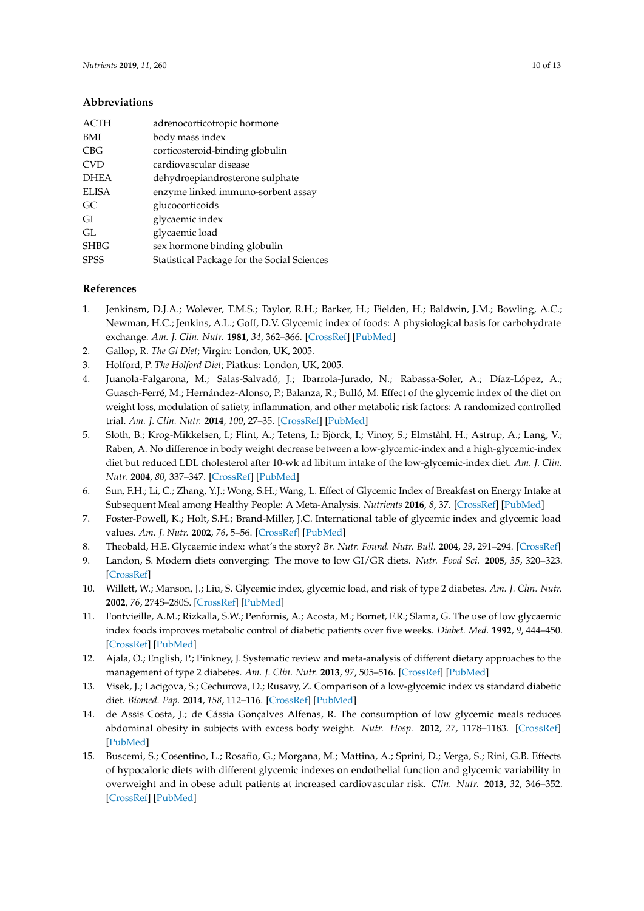## Abbreviations

| | |
|---|---|
| ACTH | adrenocorticotropic hormone |
| BMI | body mass index |
| CBG | corticosteroid-binding globulin |
| CVD | cardiovascular disease |
| DHEA | dehydroepiandrosterone sulphate |
| ELISA | enzyme linked immuno-sorbent assay |
| GC | glucocorticoids |
| GI | glycaemic index |
| GL | glycaemic load |
| SHBG | sex hormone binding globulin |
| SPSS | Statistical Package for the Social Sciences |

## References

1. Jenkinsm, D.J.A.; Wolever, T.M.S.; Taylor, R.H.; Barker, H.; Fielden, H.; Baldwin, J.M.; Bowling, A.C.; Newman, H.C.; Jenkins, A.L.; Goff, D.V. Glycemic index of foods: A physiological basis for carbohydrate exchange. *Am. J. Clin. Nutr.* **1981**, *34*, 362–366. [CrossRef] [PubMed]
2. Gallop, R. *The Gi Diet*; Virgin: London, UK, 2005.
3. Holford, P. *The Holford Diet*; Piatkus: London, UK, 2005.
4. Juanola-Falgarona, M.; Salas-Salvadó, J.; Ibarrola-Jurado, N.; Rabassa-Soler, A.; Díaz-López, A.; Guasch-Ferré, M.; Hernández-Alonso, P.; Balanza, R.; Bulló, M. Effect of the glycemic index of the diet on weight loss, modulation of satiety, inflammation, and other metabolic risk factors: A randomized controlled trial. *Am. J. Clin. Nutr.* **2014**, *100*, 27–35. [CrossRef] [PubMed]
5. Sloth, B.; Krog-Mikkelsen, I.; Flint, A.; Tetens, I.; Björck, I.; Vinoy, S.; Elmståhl, H.; Astrup, A.; Lang, V.; Raben, A. No difference in body weight decrease between a low-glycemic-index and a high-glycemic-index diet but reduced LDL cholesterol after 10-wk ad libitum intake of the low-glycemic-index diet. *Am. J. Clin. Nutr.* **2004**, *80*, 337–347. [CrossRef] [PubMed]
6. Sun, F.H.; Li, C.; Zhang, Y.J.; Wong, S.H.; Wang, L. Effect of Glycemic Index of Breakfast on Energy Intake at Subsequent Meal among Healthy People: A Meta-Analysis. *Nutrients* **2016**, *8*, 37. [CrossRef] [PubMed]
7. Foster-Powell, K.; Holt, S.H.; Brand-Miller, J.C. International table of glycemic index and glycemic load values. *Am. J. Nutr.* **2002**, *76*, 5–56. [CrossRef] [PubMed]
8. Theobald, H.E. Glycaemic index: what's the story? *Br. Nutr. Found. Nutr. Bull.* **2004**, *29*, 291–294. [CrossRef]
9. Landon, S. Modern diets converging: The move to low GI/GR diets. *Nutr. Food Sci.* **2005**, *35*, 320–323. [CrossRef]
10. Willett, W.; Manson, J.; Liu, S. Glycemic index, glycemic load, and risk of type 2 diabetes. *Am. J. Clin. Nutr.* **2002**, *76*, 274S–280S. [CrossRef] [PubMed]
11. Fontvieille, A.M.; Rizkalla, S.W.; Penfornis, A.; Acosta, M.; Bornet, F.R.; Slama, G. The use of low glycaemic index foods improves metabolic control of diabetic patients over five weeks. *Diabet. Med.* **1992**, *9*, 444–450. [CrossRef] [PubMed]
12. Ajala, O.; English, P.; Pinkney, J. Systematic review and meta-analysis of different dietary approaches to the management of type 2 diabetes. *Am. J. Clin. Nutr.* **2013**, *97*, 505–516. [CrossRef] [PubMed]
13. Visek, J.; Lacigova, S.; Cechurova, D.; Rusavy, Z. Comparison of a low-glycemic index vs standard diabetic diet. *Biomed. Pap.* **2014**, *158*, 112–116. [CrossRef] [PubMed]
14. de Assis Costa, J.; de Cássia Gonçalves Alfenas, R. The consumption of low glycemic meals reduces abdominal obesity in subjects with excess body weight. *Nutr. Hosp.* **2012**, *27*, 1178–1183. [CrossRef] [PubMed]
15. Buscemi, S.; Cosentino, L.; Rosafio, G.; Morgana, M.; Mattina, A.; Sprini, D.; Verga, S.; Rini, G.B. Effects of hypocaloric diets with different glycemic indexes on endothelial function and glycemic variability in overweight and in obese adult patients at increased cardiovascular risk. *Clin. Nutr.* **2013**, *32*, 346–352. [CrossRef] [PubMed]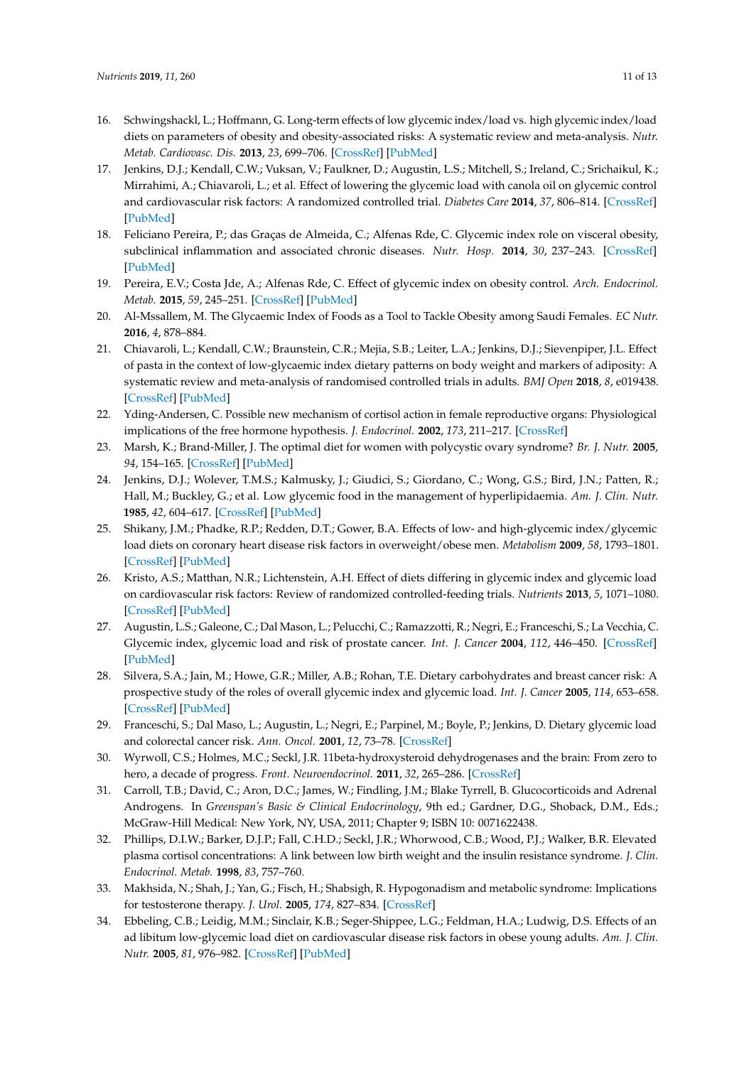16. Schwingshackl, L.; Hoffmann, G. Long-term effects of low glycemic index/load vs. high glycemic index/load diets on parameters of obesity and obesity-associated risks: A systematic review and meta-analysis. *Nutr. Metab. Cardiovasc. Dis.* **2013**, *23*, 699–706. [CrossRef] [PubMed]
17. Jenkins, D.J.; Kendall, C.W.; Vuksan, V.; Faulkner, D.; Augustin, L.S.; Mitchell, S.; Ireland, C.; Srichaikul, K.; Mirrahimi, A.; Chiavaroli, L.; et al. Effect of lowering the glycemic load with canola oil on glycemic control and cardiovascular risk factors: A randomized controlled trial. *Diabetes Care* **2014**, *37*, 806–814. [CrossRef] [PubMed]
18. Feliciano Pereira, P.; das Graças de Almeida, C.; Alfenas Rde, C. Glycemic index role on visceral obesity, subclinical inflammation and associated chronic diseases. *Nutr. Hosp.* **2014**, *30*, 237–243. [CrossRef] [PubMed]
19. Pereira, E.V.; Costa Jde, A.; Alfenas Rde, C. Effect of glycemic index on obesity control. *Arch. Endocrinol. Metab.* **2015**, *59*, 245–251. [CrossRef] [PubMed]
20. Al-Mssallem, M. The Glycaemic Index of Foods as a Tool to Tackle Obesity among Saudi Females. *EC Nutr.* **2016**, *4*, 878–884.
21. Chiavaroli, L.; Kendall, C.W.; Braunstein, C.R.; Mejia, S.B.; Leiter, L.A.; Jenkins, D.J.; Sievenpiper, J.L. Effect of pasta in the context of low-glycaemic index dietary patterns on body weight and markers of adiposity: A systematic review and meta-analysis of randomised controlled trials in adults. *BMJ Open* **2018**, *8*, e019438. [CrossRef] [PubMed]
22. Yding-Andersen, C. Possible new mechanism of cortisol action in female reproductive organs: Physiological implications of the free hormone hypothesis. *J. Endocrinol.* **2002**, *173*, 211–217. [CrossRef]
23. Marsh, K.; Brand-Miller, J. The optimal diet for women with polycystic ovary syndrome? *Br. J. Nutr.* **2005**, *94*, 154–165. [CrossRef] [PubMed]
24. Jenkins, D.J.; Wolever, T.M.S.; Kalmusky, J.; Giudici, S.; Giordano, C.; Wong, G.S.; Bird, J.N.; Patten, R.; Hall, M.; Buckley, G.; et al. Low glycemic food in the management of hyperlipidaemia. *Am. J. Clin. Nutr.* **1985**, *42*, 604–617. [CrossRef] [PubMed]
25. Shikany, J.M.; Phadke, R.P.; Redden, D.T.; Gower, B.A. Effects of low- and high-glycemic index/glycemic load diets on coronary heart disease risk factors in overweight/obese men. *Metabolism* **2009**, *58*, 1793–1801. [CrossRef] [PubMed]
26. Kristo, A.S.; Matthan, N.R.; Lichtenstein, A.H. Effect of diets differing in glycemic index and glycemic load on cardiovascular risk factors: Review of randomized controlled-feeding trials. *Nutrients* **2013**, *5*, 1071–1080. [CrossRef] [PubMed]
27. Augustin, L.S.; Galeone, C.; Dal Mason, L.; Pelucchi, C.; Ramazzotti, R.; Negri, E.; Franceschi, S.; La Vecchia, C. Glycemic index, glycemic load and risk of prostate cancer. *Int. J. Cancer* **2004**, *112*, 446–450. [CrossRef] [PubMed]
28. Silvera, S.A.; Jain, M.; Howe, G.R.; Miller, A.B.; Rohan, T.E. Dietary carbohydrates and breast cancer risk: A prospective study of the roles of overall glycemic index and glycemic load. *Int. J. Cancer* **2005**, *114*, 653–658. [CrossRef] [PubMed]
29. Franceschi, S.; Dal Maso, L.; Augustin, L.; Negri, E.; Parpinel, M.; Boyle, P.; Jenkins, D. Dietary glycemic load and colorectal cancer risk. *Ann. Oncol.* **2001**, *12*, 73–78. [CrossRef]
30. Wyrwoll, C.S.; Holmes, M.C.; Seckl, J.R. 11beta-hydroxysteroid dehydrogenases and the brain: From zero to hero, a decade of progress. *Front. Neuroendocrinol.* **2011**, *32*, 265–286. [CrossRef]
31. Carroll, T.B.; David, C.; Aron, D.C.; James, W.; Findling, J.M.; Blake Tyrrell, B. Glucocorticoids and Adrenal Androgens. In *Greenspan's Basic & Clinical Endocrinology*, 9th ed.; Gardner, D.G., Shoback, D.M., Eds.; McGraw-Hill Medical: New York, NY, USA, 2011; Chapter 9; ISBN 10: 0071622438.
32. Phillips, D.I.W.; Barker, D.J.P.; Fall, C.H.D.; Seckl, J.R.; Whorwood, C.B.; Wood, P.J.; Walker, B.R. Elevated plasma cortisol concentrations: A link between low birth weight and the insulin resistance syndrome. *J. Clin. Endocrinol. Metab.* **1998**, *83*, 757–760.
33. Makhsida, N.; Shah, J.; Yan, G.; Fisch, H.; Shabsigh, R. Hypogonadism and metabolic syndrome: Implications for testosterone therapy. *J. Urol.* **2005**, *174*, 827–834. [CrossRef]
34. Ebbeling, C.B.; Leidig, M.M.; Sinclair, K.B.; Seger-Shippee, L.G.; Feldman, H.A.; Ludwig, D.S. Effects of an ad libitum low-glycemic load diet on cardiovascular disease risk factors in obese young adults. *Am. J. Clin. Nutr.* **2005**, *81*, 976–982. [CrossRef] [PubMed]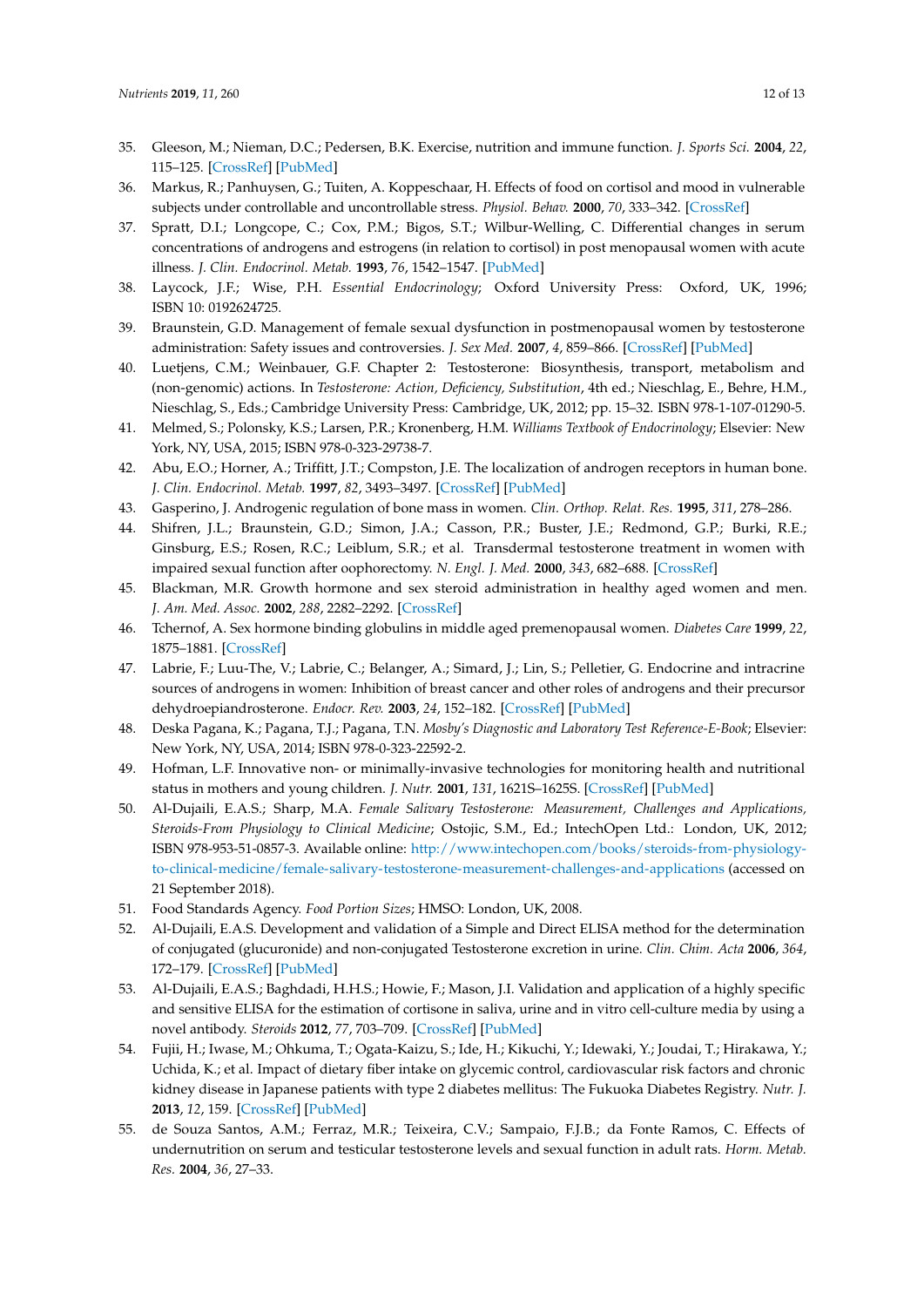35. Gleeson, M.; Nieman, D.C.; Pedersen, B.K. Exercise, nutrition and immune function. *J. Sports Sci.* **2004**, *22*, 115–125. [CrossRef] [PubMed]
36. Markus, R.; Panhuysen, G.; Tuiten, A. Koppeschaar, H. Effects of food on cortisol and mood in vulnerable subjects under controllable and uncontrollable stress. *Physiol. Behav.* **2000**, *70*, 333–342. [CrossRef]
37. Spratt, D.I.; Longcope, C.; Cox, P.M.; Bigos, S.T.; Wilbur-Welling, C. Differential changes in serum concentrations of androgens and estrogens (in relation to cortisol) in post menopausal women with acute illness. *J. Clin. Endocrinol. Metab.* **1993**, *76*, 1542–1547. [PubMed]
38. Laycock, J.F.; Wise, P.H. *Essential Endocrinology*; Oxford University Press: Oxford, UK, 1996; ISBN 10: 0192624725.
39. Braunstein, G.D. Management of female sexual dysfunction in postmenopausal women by testosterone administration: Safety issues and controversies. *J. Sex Med.* **2007**, *4*, 859–866. [CrossRef] [PubMed]
40. Luetjens, C.M.; Weinbauer, G.F. Chapter 2: Testosterone: Biosynthesis, transport, metabolism and (non-genomic) actions. In *Testosterone: Action, Deficiency, Substitution*, 4th ed.; Nieschlag, E., Behre, H.M., Nieschlag, S., Eds.; Cambridge University Press: Cambridge, UK, 2012; pp. 15–32. ISBN 978-1-107-01290-5.
41. Melmed, S.; Polonsky, K.S.; Larsen, P.R.; Kronenberg, H.M. *Williams Textbook of Endocrinology*; Elsevier: New York, NY, USA, 2015; ISBN 978-0-323-29738-7.
42. Abu, E.O.; Horner, A.; Triffitt, J.T.; Compston, J.E. The localization of androgen receptors in human bone. *J. Clin. Endocrinol. Metab.* **1997**, *82*, 3493–3497. [CrossRef] [PubMed]
43. Gasperino, J. Androgenic regulation of bone mass in women. *Clin. Orthop. Relat. Res.* **1995**, *311*, 278–286.
44. Shifren, J.L.; Braunstein, G.D.; Simon, J.A.; Casson, P.R.; Buster, J.E.; Redmond, G.P.; Burki, R.E.; Ginsburg, E.S.; Rosen, R.C.; Leiblum, S.R.; et al. Transdermal testosterone treatment in women with impaired sexual function after oophorectomy. *N. Engl. J. Med.* **2000**, *343*, 682–688. [CrossRef]
45. Blackman, M.R. Growth hormone and sex steroid administration in healthy aged women and men. *J. Am. Med. Assoc.* **2002**, *288*, 2282–2292. [CrossRef]
46. Tchernof, A. Sex hormone binding globulins in middle aged premenopausal women. *Diabetes Care* **1999**, *22*, 1875–1881. [CrossRef]
47. Labrie, F.; Luu-The, V.; Labrie, C.; Belanger, A.; Simard, J.; Lin, S.; Pelletier, G. Endocrine and intracrine sources of androgens in women: Inhibition of breast cancer and other roles of androgens and their precursor dehydroepiandrosterone. *Endocr. Rev.* **2003**, *24*, 152–182. [CrossRef] [PubMed]
48. Deska Pagana, K.; Pagana, T.J.; Pagana, T.N. *Mosby's Diagnostic and Laboratory Test Reference-E-Book*; Elsevier: New York, NY, USA, 2014; ISBN 978-0-323-22592-2.
49. Hofman, L.F. Innovative non- or minimally-invasive technologies for monitoring health and nutritional status in mothers and young children. *J. Nutr.* **2001**, *131*, 1621S–1625S. [CrossRef] [PubMed]
50. Al-Dujaili, E.A.S.; Sharp, M.A. *Female Salivary Testosterone: Measurement, Challenges and Applications, Steroids-From Physiology to Clinical Medicine*; Ostojic, S.M., Ed.; IntechOpen Ltd.: London, UK, 2012; ISBN 978-953-51-0857-3. Available online: http://www.intechopen.com/books/steroids-from-physiology-to-clinical-medicine/female-salivary-testosterone-measurement-challenges-and-applications (accessed on 21 September 2018).
51. Food Standards Agency. *Food Portion Sizes*; HMSO: London, UK, 2008.
52. Al-Dujaili, E.A.S. Development and validation of a Simple and Direct ELISA method for the determination of conjugated (glucuronide) and non-conjugated Testosterone excretion in urine. *Clin. Chim. Acta* **2006**, *364*, 172–179. [CrossRef] [PubMed]
53. Al-Dujaili, E.A.S.; Baghdadi, H.H.S.; Howie, F.; Mason, J.I. Validation and application of a highly specific and sensitive ELISA for the estimation of cortisone in saliva, urine and in vitro cell-culture media by using a novel antibody. *Steroids* **2012**, *77*, 703–709. [CrossRef] [PubMed]
54. Fujii, H.; Iwase, M.; Ohkuma, T.; Ogata-Kaizu, S.; Ide, H.; Kikuchi, Y.; Idewaki, Y.; Joudai, T.; Hirakawa, Y.; Uchida, K.; et al. Impact of dietary fiber intake on glycemic control, cardiovascular risk factors and chronic kidney disease in Japanese patients with type 2 diabetes mellitus: The Fukuoka Diabetes Registry. *Nutr. J.* **2013**, *12*, 159. [CrossRef] [PubMed]
55. de Souza Santos, A.M.; Ferraz, M.R.; Teixeira, C.V.; Sampaio, F.J.B.; da Fonte Ramos, C. Effects of undernutrition on serum and testicular testosterone levels and sexual function in adult rats. *Horm. Metab. Res.* **2004**, *36*, 27–33.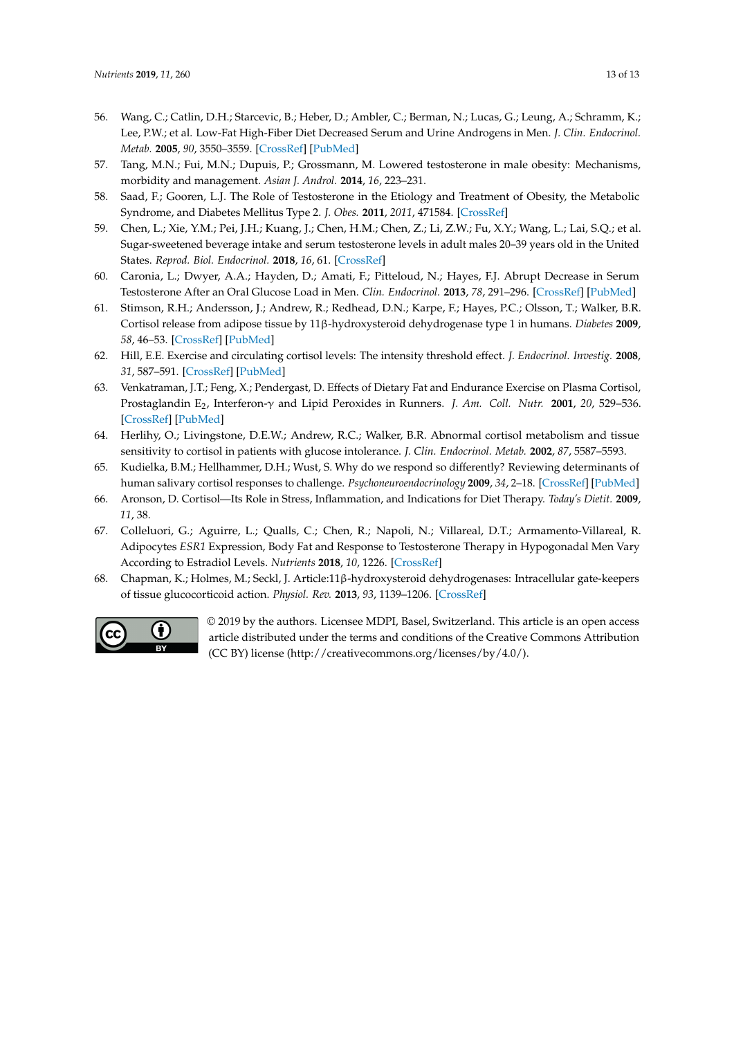56. Wang, C.; Catlin, D.H.; Starcevic, B.; Heber, D.; Ambler, C.; Berman, N.; Lucas, G.; Leung, A.; Schramm, K.; Lee, P.W.; et al. Low-Fat High-Fiber Diet Decreased Serum and Urine Androgens in Men. *J. Clin. Endocrinol. Metab.* **2005**, *90*, 3550–3559. [CrossRef] [PubMed]
57. Tang, M.N.; Fui, M.N.; Dupuis, P.; Grossmann, M. Lowered testosterone in male obesity: Mechanisms, morbidity and management. *Asian J. Androl.* **2014**, *16*, 223–231.
58. Saad, F.; Gooren, L.J. The Role of Testosterone in the Etiology and Treatment of Obesity, the Metabolic Syndrome, and Diabetes Mellitus Type 2. *J. Obes.* **2011**, *2011*, 471584. [CrossRef]
59. Chen, L.; Xie, Y.M.; Pei, J.H.; Kuang, J.; Chen, H.M.; Chen, Z.; Li, Z.W.; Fu, X.Y.; Wang, L.; Lai, S.Q.; et al. Sugar-sweetened beverage intake and serum testosterone levels in adult males 20–39 years old in the United States. *Reprod. Biol. Endocrinol.* **2018**, *16*, 61. [CrossRef]
60. Caronia, L.; Dwyer, A.A.; Hayden, D.; Amati, F.; Pitteloud, N.; Hayes, F.J. Abrupt Decrease in Serum Testosterone After an Oral Glucose Load in Men. *Clin. Endocrinol.* **2013**, *78*, 291–296. [CrossRef] [PubMed]
61. Stimson, R.H.; Andersson, J.; Andrew, R.; Redhead, D.N.; Karpe, F.; Hayes, P.C.; Olsson, T.; Walker, B.R. Cortisol release from adipose tissue by 11β-hydroxysteroid dehydrogenase type 1 in humans. *Diabetes* **2009**, *58*, 46–53. [CrossRef] [PubMed]
62. Hill, E.E. Exercise and circulating cortisol levels: The intensity threshold effect. *J. Endocrinol. Investig.* **2008**, *31*, 587–591. [CrossRef] [PubMed]
63. Venkatraman, J.T.; Feng, X.; Pendergast, D. Effects of Dietary Fat and Endurance Exercise on Plasma Cortisol, Prostaglandin $E_2$, Interferon-γ and Lipid Peroxides in Runners. *J. Am. Coll. Nutr.* **2001**, *20*, 529–536. [CrossRef] [PubMed]
64. Herlihy, O.; Livingstone, D.E.W.; Andrew, R.C.; Walker, B.R. Abnormal cortisol metabolism and tissue sensitivity to cortisol in patients with glucose intolerance. *J. Clin. Endocrinol. Metab.* **2002**, *87*, 5587–5593.
65. Kudielka, B.M.; Hellhammer, D.H.; Wust, S. Why do we respond so differently? Reviewing determinants of human salivary cortisol responses to challenge. *Psychoneuroendocrinology* **2009**, *34*, 2–18. [CrossRef] [PubMed]
66. Aronson, D. Cortisol—Its Role in Stress, Inflammation, and Indications for Diet Therapy. *Today's Dietit.* **2009**, *11*, 38.
67. Colleluori, G.; Aguirre, L.; Qualls, C.; Chen, R.; Napoli, N.; Villareal, D.T.; Armamento-Villareal, R. Adipocytes *ESR1* Expression, Body Fat and Response to Testosterone Therapy in Hypogonadal Men Vary According to Estradiol Levels. *Nutrients* **2018**, *10*, 1226. [CrossRef]
68. Chapman, K.; Holmes, M.; Seckl, J. Article:11β-hydroxysteroid dehydrogenases: Intracellular gate-keepers of tissue glucocorticoid action. *Physiol. Rev.* **2013**, *93*, 1139–1206. [CrossRef]

© 2019 by the authors. Licensee MDPI, Basel, Switzerland. This article is an open access article distributed under the terms and conditions of the Creative Commons Attribution (CC BY) license (http://creativecommons.org/licenses/by/4.0/).